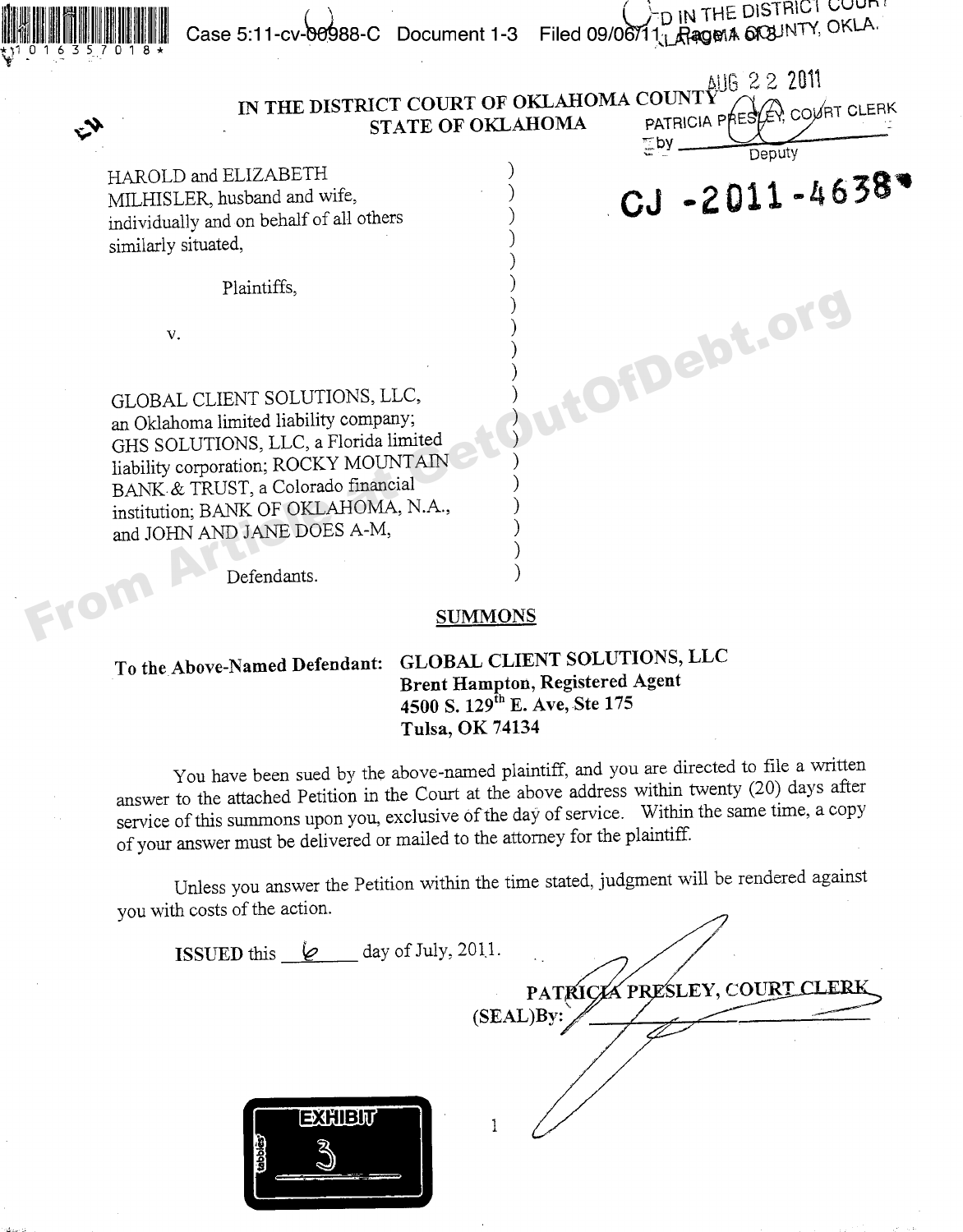Case 5:11-cv-00988-C Document 1-3 Filed 09/06/11

FILED IN THE DISTRICT COURT OKLAHOMA COUNTY, OKLA.

AUG 22 2011

PATRICIA PRESLEY, COURT CLERK
by ________ Deputy

# IN THE DISTRICT COURT OF OKLAHOMA COUNTY STATE OF OKLAHOMA

HAROLD and ELIZABETH MILHISLER, husband and wife, individually and on behalf of all others similarly situated,

Plaintiffs,

v.

GLOBAL CLIENT SOLUTIONS, LLC, an Oklahoma limited liability company; GHS SOLUTIONS, LLC, a Florida limited liability corporation; ROCKY MOUNTAIN BANK & TRUST, a Colorado financial institution; BANK OF OKLAHOMA, N.A., and JOHN AND JANE DOES A-M,

Defendants.

**CJ -2011-4638**

## SUMMONS

**To the Above-Named Defendant:** **GLOBAL CLIENT SOLUTIONS, LLC**
**Brent Hampton, Registered Agent**
**4500 S. 129th E. Ave, Ste 175**
**Tulsa, OK 74134**

You have been sued by the above-named plaintiff, and you are directed to file a written answer to the attached Petition in the Court at the above address within twenty (20) days after service of this summons upon you, exclusive of the day of service. Within the same time, a copy of your answer must be delivered or mailed to the attorney for the plaintiff.

Unless you answer the Petition within the time stated, judgment will be rendered against you with costs of the action.

ISSUED this 6 day of July, 2011.

PATRICIA PRESLEY, COURT CLERK
(SEAL)By: ____________________

EXHIBIT 3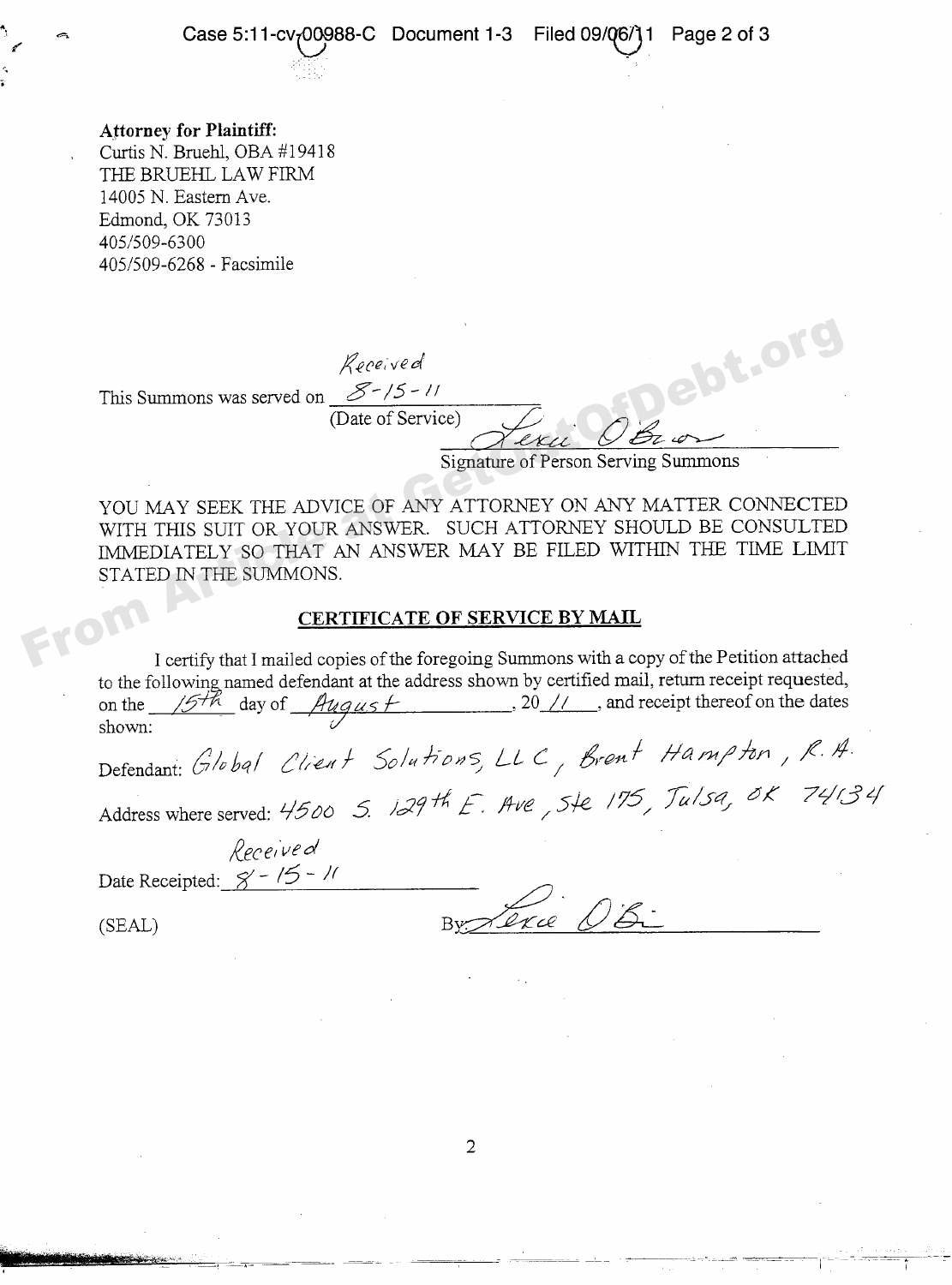**Attorney for Plaintiff:**
Curtis N. Bruehl, OBA #19418
THE BRUEHL LAW FIRM
14005 N. Eastern Ave.
Edmond, OK 73013
405/509-6300
405/509-6268 - Facsimile

This Summons was served on Received 8-15-11
(Date of Service)

Lexie O'Brien
Signature of Person Serving Summons

YOU MAY SEEK THE ADVICE OF ANY ATTORNEY ON ANY MATTER CONNECTED WITH THIS SUIT OR YOUR ANSWER. SUCH ATTORNEY SHOULD BE CONSULTED IMMEDIATELY SO THAT AN ANSWER MAY BE FILED WITHIN THE TIME LIMIT STATED IN THE SUMMONS.

## CERTIFICATE OF SERVICE BY MAIL

I certify that I mailed copies of the foregoing Summons with a copy of the Petition attached to the following named defendant at the address shown by certified mail, return receipt requested, on the 15th day of August, 20 11, and receipt thereof on the dates shown:

Defendant: Global Client Solutions, LLC, Brent Hampton, R.A.

Address where served: 4500 S. 129th E. Ave, Ste 175, Tulsa, OK 74134

Date Receipted: Received 8-15-11

(SEAL)

By: Lexie O'Bri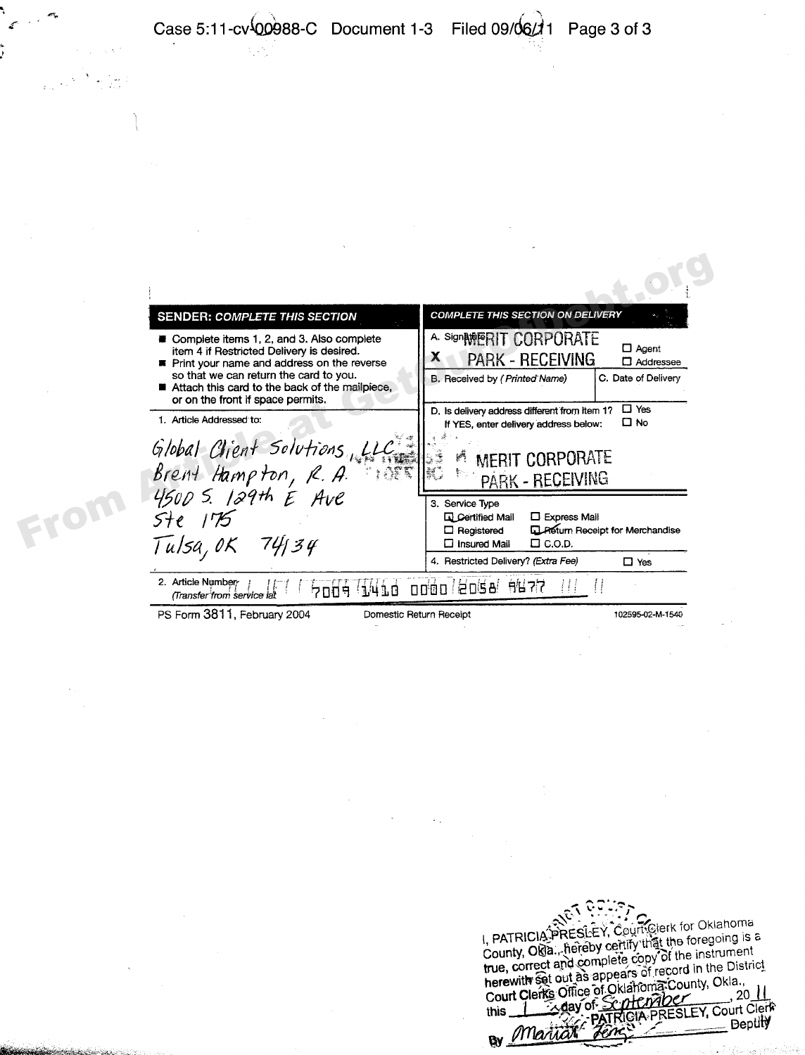**SENDER: *COMPLETE THIS SECTION***

- Complete items 1, 2, and 3. Also complete item 4 if Restricted Delivery is desired.
- Print your name and address on the reverse so that we can return the card to you.
- Attach this card to the back of the mailpiece, or on the front if space permits.

1. Article Addressed to:

Global Client Solutions, LLC
Brent Hampton, R. A.
4500 S. 129th E Ave
Ste 175
Tulsa, OK 74134

2. Article Number (Transfer from service label) 7009 1410 0000 2058 9677

PS Form 3811, February 2004 Domestic Return Receipt 102595-02-M-1540

***COMPLETE THIS SECTION ON DELIVERY***

A. Signature
X MERIT CORPORATE PARK - RECEIVING
☐ Agent
☐ Addressee

B. Received by (Printed Name)

C. Date of Delivery

D. Is delivery address different from item 1? ☐ Yes
If YES, enter delivery address below: ☐ No

MERIT CORPORATE PARK - RECEIVING

3. Service Type
☑ Certified Mail ☐ Express Mail
☐ Registered ☑ Return Receipt for Merchandise
☐ Insured Mail ☐ C.O.D.

4. Restricted Delivery? (Extra Fee) ☐ Yes

I, PATRICIA PRESLEY, Court Clerk for Oklahoma County, Okla., hereby certify that the foregoing is a true, correct and complete copy of the instrument herewith set out as appears of record in the District Court Clerks Office of Oklahoma County, Okla., this 1 day of September, 2011
PATRICIA PRESLEY, Court Clerk
By Mariah Ferns Deputy